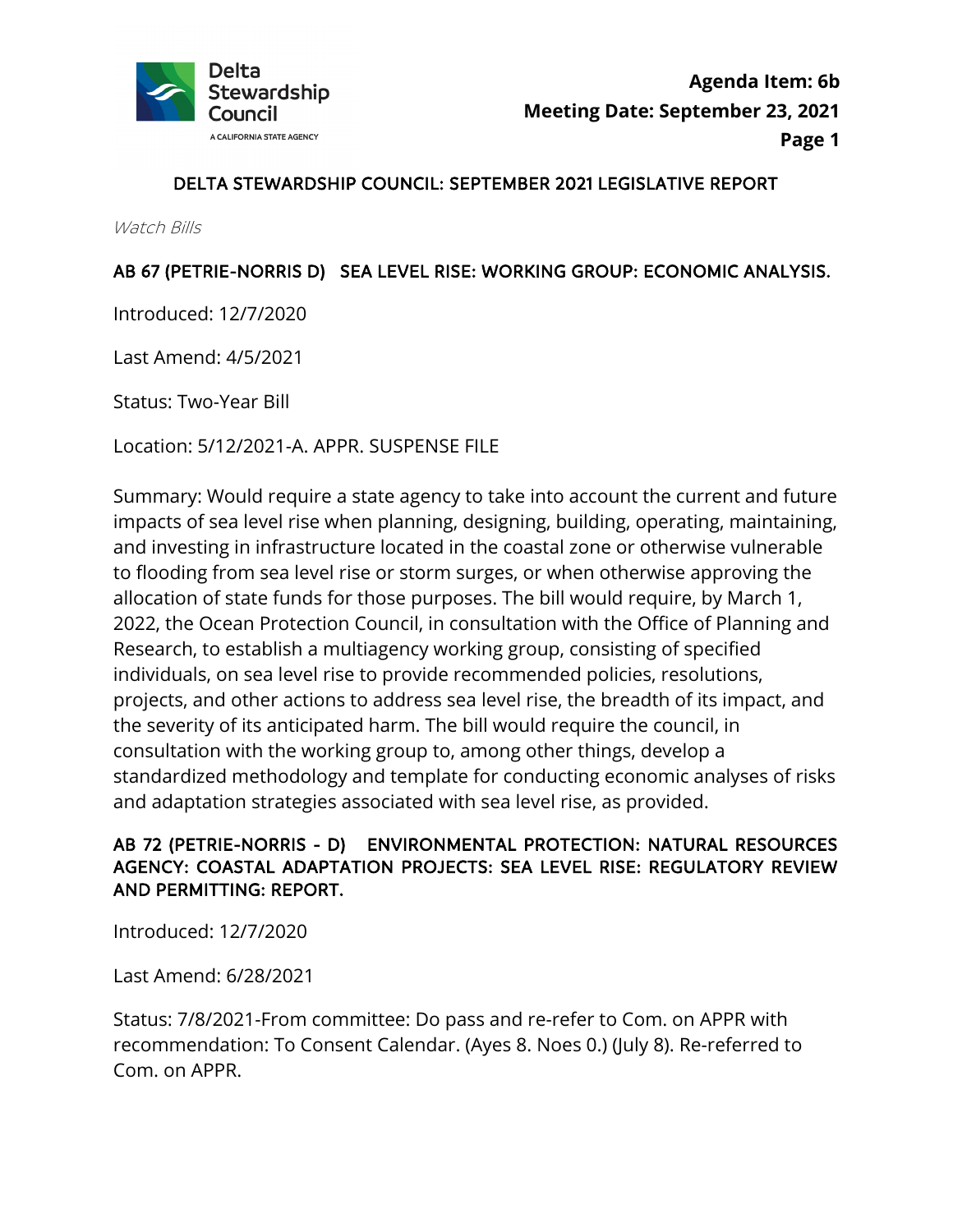**Agenda Item: 6b**
**Meeting Date: September 23, 2021**

# DELTA STEWARDSHIP COUNCIL: SEPTEMBER 2021 LEGISLATIVE REPORT

*Watch Bills*

## AB 67 (PETRIE-NORRIS D) SEA LEVEL RISE: WORKING GROUP: ECONOMIC ANALYSIS.

Introduced: 12/7/2020

Last Amend: 4/5/2021

Status: Two-Year Bill

Location: 5/12/2021-A. APPR. SUSPENSE FILE

Summary: Would require a state agency to take into account the current and future impacts of sea level rise when planning, designing, building, operating, maintaining, and investing in infrastructure located in the coastal zone or otherwise vulnerable to flooding from sea level rise or storm surges, or when otherwise approving the allocation of state funds for those purposes. The bill would require, by March 1, 2022, the Ocean Protection Council, in consultation with the Office of Planning and Research, to establish a multiagency working group, consisting of specified individuals, on sea level rise to provide recommended policies, resolutions, projects, and other actions to address sea level rise, the breadth of its impact, and the severity of its anticipated harm. The bill would require the council, in consultation with the working group to, among other things, develop a standardized methodology and template for conducting economic analyses of risks and adaptation strategies associated with sea level rise, as provided.

## AB 72 (PETRIE-NORRIS - D) ENVIRONMENTAL PROTECTION: NATURAL RESOURCES AGENCY: COASTAL ADAPTATION PROJECTS: SEA LEVEL RISE: REGULATORY REVIEW AND PERMITTING: REPORT.

Introduced: 12/7/2020

Last Amend: 6/28/2021

Status: 7/8/2021-From committee: Do pass and re-refer to Com. on APPR with recommendation: To Consent Calendar. (Ayes 8. Noes 0.) (July 8). Re-referred to Com. on APPR.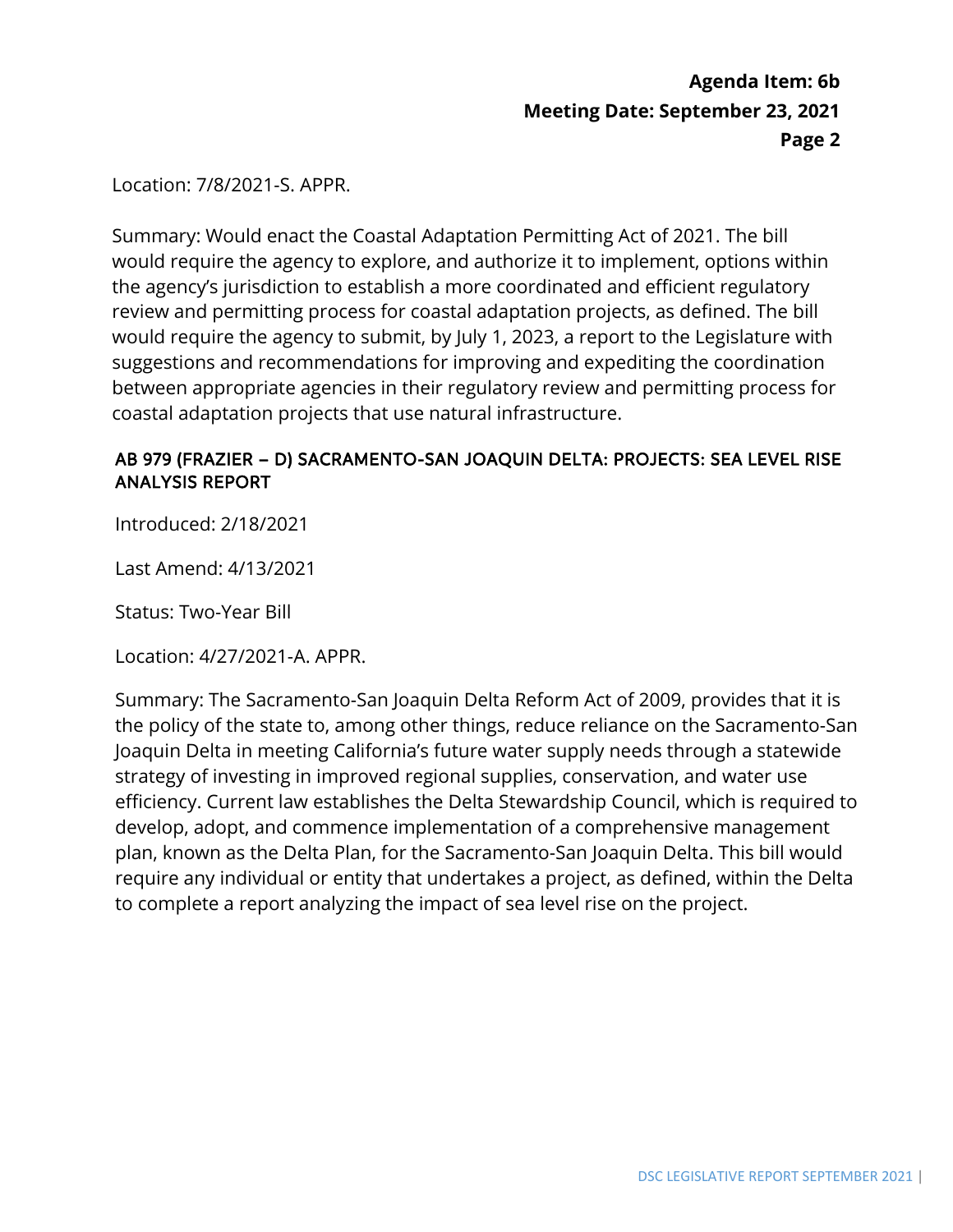Location: 7/8/2021-S. APPR.

Summary: Would enact the Coastal Adaptation Permitting Act of 2021. The bill would require the agency to explore, and authorize it to implement, options within the agency's jurisdiction to establish a more coordinated and efficient regulatory review and permitting process for coastal adaptation projects, as defined. The bill would require the agency to submit, by July 1, 2023, a report to the Legislature with suggestions and recommendations for improving and expediting the coordination between appropriate agencies in their regulatory review and permitting process for coastal adaptation projects that use natural infrastructure.

### AB 979 (FRAZIER – D) SACRAMENTO-SAN JOAQUIN DELTA: PROJECTS: SEA LEVEL RISE ANALYSIS REPORT

Introduced: 2/18/2021

Last Amend: 4/13/2021

Status: Two-Year Bill

Location: 4/27/2021-A. APPR.

Summary: The Sacramento-San Joaquin Delta Reform Act of 2009, provides that it is the policy of the state to, among other things, reduce reliance on the Sacramento-San Joaquin Delta in meeting California's future water supply needs through a statewide strategy of investing in improved regional supplies, conservation, and water use efficiency. Current law establishes the Delta Stewardship Council, which is required to develop, adopt, and commence implementation of a comprehensive management plan, known as the Delta Plan, for the Sacramento-San Joaquin Delta. This bill would require any individual or entity that undertakes a project, as defined, within the Delta to complete a report analyzing the impact of sea level rise on the project.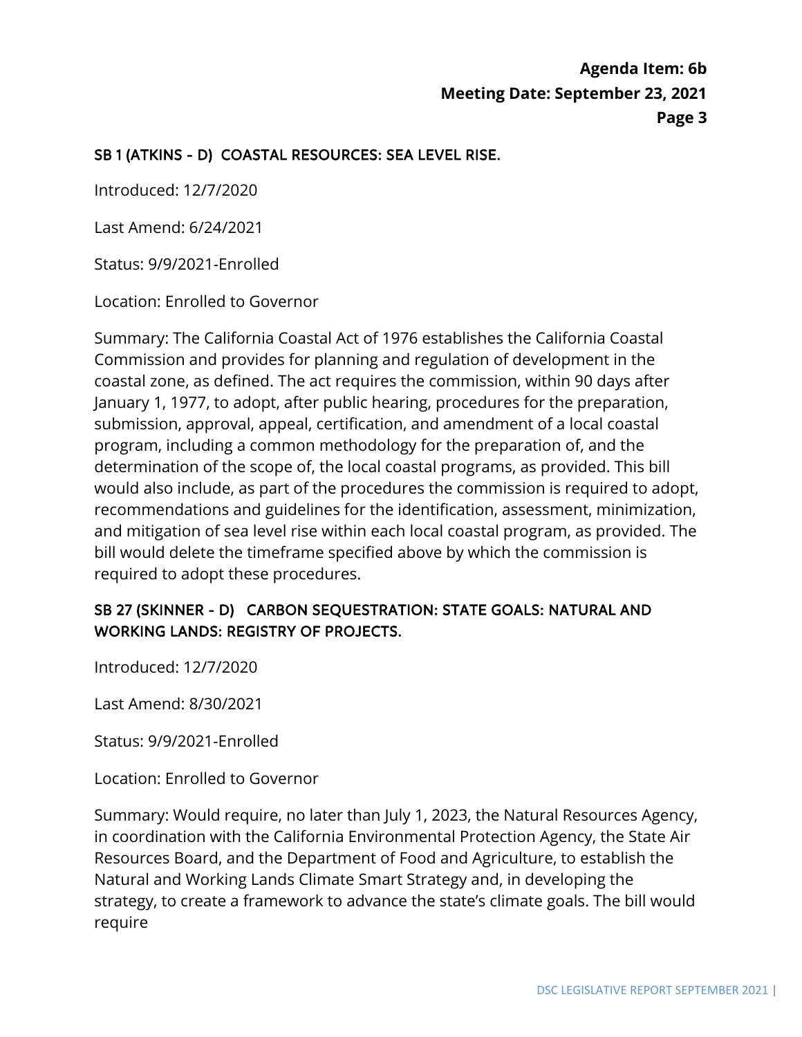### SB 1 (ATKINS - D) COASTAL RESOURCES: SEA LEVEL RISE.

Introduced: 12/7/2020

Last Amend: 6/24/2021

Status: 9/9/2021-Enrolled

Location: Enrolled to Governor

Summary: The California Coastal Act of 1976 establishes the California Coastal Commission and provides for planning and regulation of development in the coastal zone, as defined. The act requires the commission, within 90 days after January 1, 1977, to adopt, after public hearing, procedures for the preparation, submission, approval, appeal, certification, and amendment of a local coastal program, including a common methodology for the preparation of, and the determination of the scope of, the local coastal programs, as provided. This bill would also include, as part of the procedures the commission is required to adopt, recommendations and guidelines for the identification, assessment, minimization, and mitigation of sea level rise within each local coastal program, as provided. The bill would delete the timeframe specified above by which the commission is required to adopt these procedures.

### SB 27 (SKINNER - D) CARBON SEQUESTRATION: STATE GOALS: NATURAL AND WORKING LANDS: REGISTRY OF PROJECTS.

Introduced: 12/7/2020

Last Amend: 8/30/2021

Status: 9/9/2021-Enrolled

Location: Enrolled to Governor

Summary: Would require, no later than July 1, 2023, the Natural Resources Agency, in coordination with the California Environmental Protection Agency, the State Air Resources Board, and the Department of Food and Agriculture, to establish the Natural and Working Lands Climate Smart Strategy and, in developing the strategy, to create a framework to advance the state's climate goals. The bill would require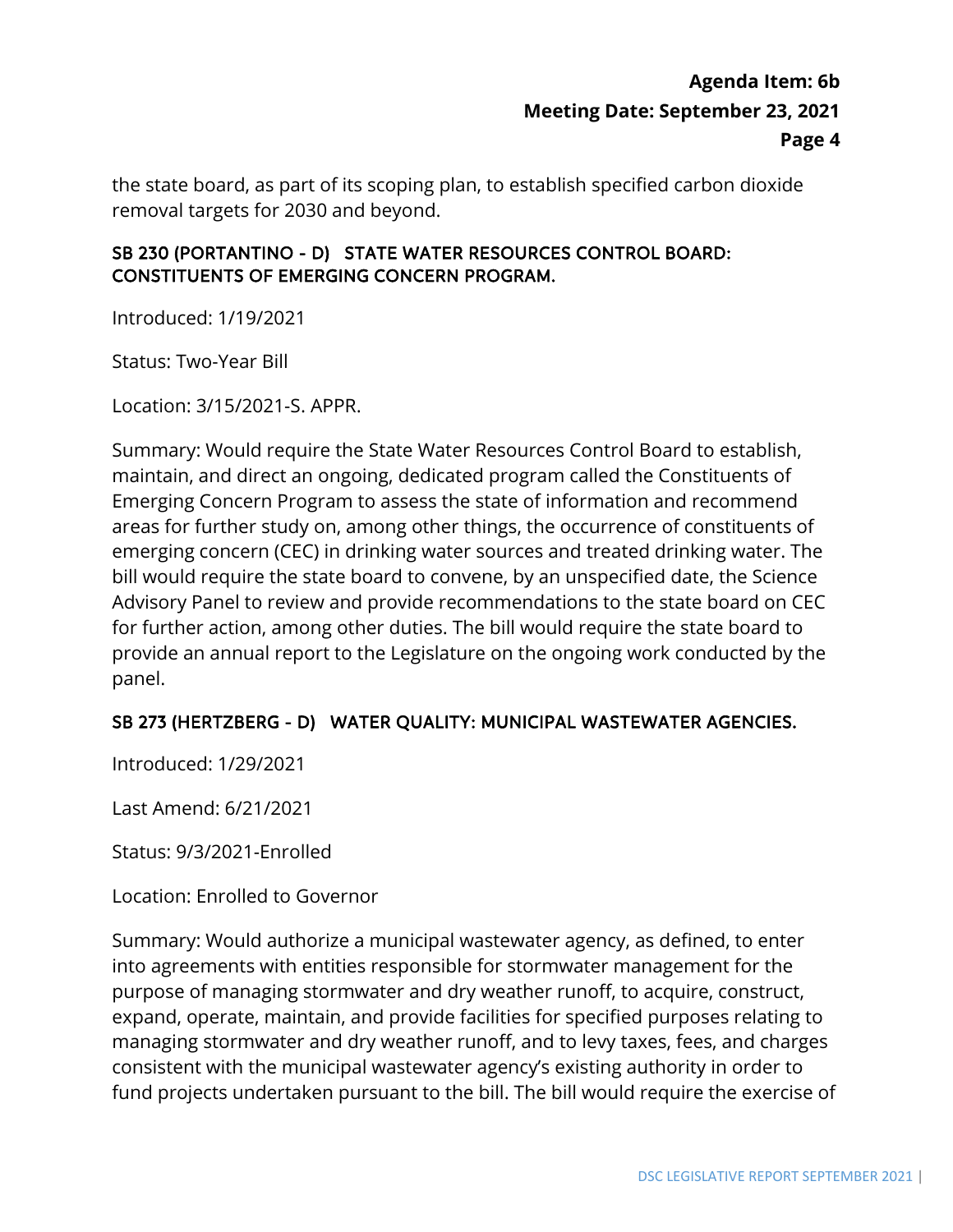the state board, as part of its scoping plan, to establish specified carbon dioxide removal targets for 2030 and beyond.

### SB 230 (PORTANTINO - D) STATE WATER RESOURCES CONTROL BOARD: CONSTITUENTS OF EMERGING CONCERN PROGRAM.

Introduced: 1/19/2021

Status: Two-Year Bill

Location: 3/15/2021-S. APPR.

Summary: Would require the State Water Resources Control Board to establish, maintain, and direct an ongoing, dedicated program called the Constituents of Emerging Concern Program to assess the state of information and recommend areas for further study on, among other things, the occurrence of constituents of emerging concern (CEC) in drinking water sources and treated drinking water. The bill would require the state board to convene, by an unspecified date, the Science Advisory Panel to review and provide recommendations to the state board on CEC for further action, among other duties. The bill would require the state board to provide an annual report to the Legislature on the ongoing work conducted by the panel.

### SB 273 (HERTZBERG - D) WATER QUALITY: MUNICIPAL WASTEWATER AGENCIES.

Introduced: 1/29/2021

Last Amend: 6/21/2021

Status: 9/3/2021-Enrolled

Location: Enrolled to Governor

Summary: Would authorize a municipal wastewater agency, as defined, to enter into agreements with entities responsible for stormwater management for the purpose of managing stormwater and dry weather runoff, to acquire, construct, expand, operate, maintain, and provide facilities for specified purposes relating to managing stormwater and dry weather runoff, and to levy taxes, fees, and charges consistent with the municipal wastewater agency's existing authority in order to fund projects undertaken pursuant to the bill. The bill would require the exercise of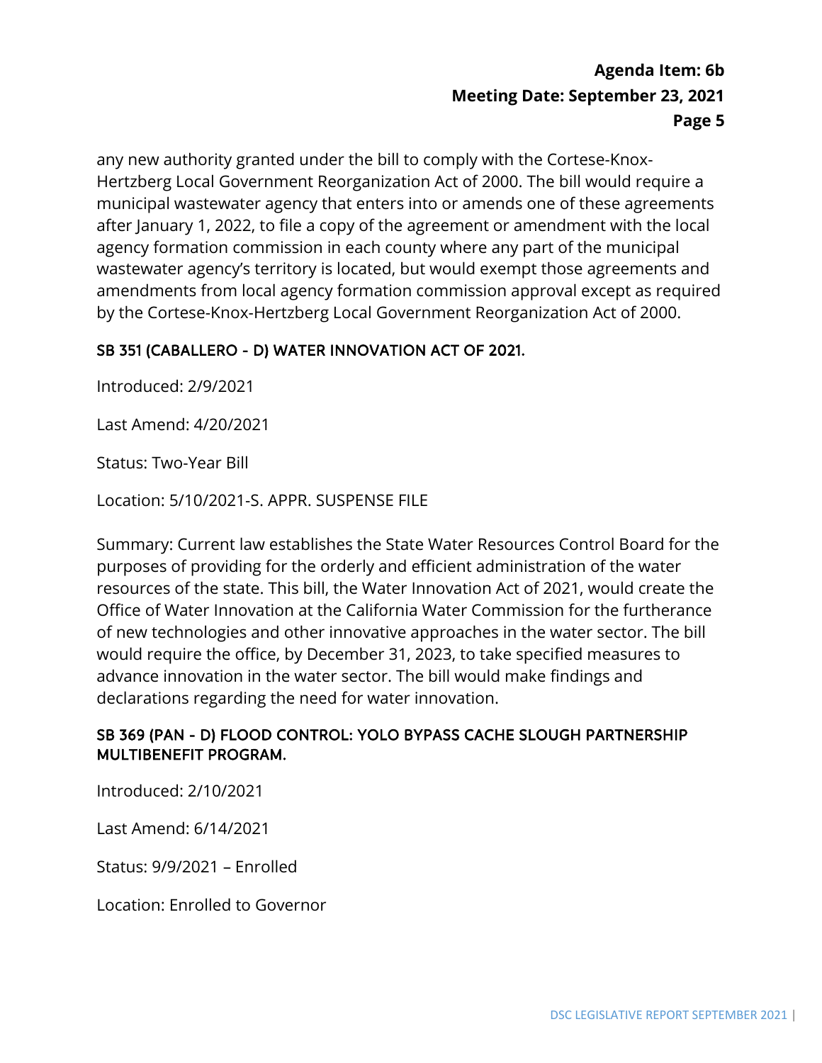any new authority granted under the bill to comply with the Cortese-Knox-Hertzberg Local Government Reorganization Act of 2000. The bill would require a municipal wastewater agency that enters into or amends one of these agreements after January 1, 2022, to file a copy of the agreement or amendment with the local agency formation commission in each county where any part of the municipal wastewater agency's territory is located, but would exempt those agreements and amendments from local agency formation commission approval except as required by the Cortese-Knox-Hertzberg Local Government Reorganization Act of 2000.

### SB 351 (CABALLERO - D) WATER INNOVATION ACT OF 2021.

Introduced: 2/9/2021

Last Amend: 4/20/2021

Status: Two-Year Bill

Location: 5/10/2021-S. APPR. SUSPENSE FILE

Summary: Current law establishes the State Water Resources Control Board for the purposes of providing for the orderly and efficient administration of the water resources of the state. This bill, the Water Innovation Act of 2021, would create the Office of Water Innovation at the California Water Commission for the furtherance of new technologies and other innovative approaches in the water sector. The bill would require the office, by December 31, 2023, to take specified measures to advance innovation in the water sector. The bill would make findings and declarations regarding the need for water innovation.

### SB 369 (PAN - D) FLOOD CONTROL: YOLO BYPASS CACHE SLOUGH PARTNERSHIP MULTIBENEFIT PROGRAM.

Introduced: 2/10/2021

Last Amend: 6/14/2021

Status: 9/9/2021 – Enrolled

Location: Enrolled to Governor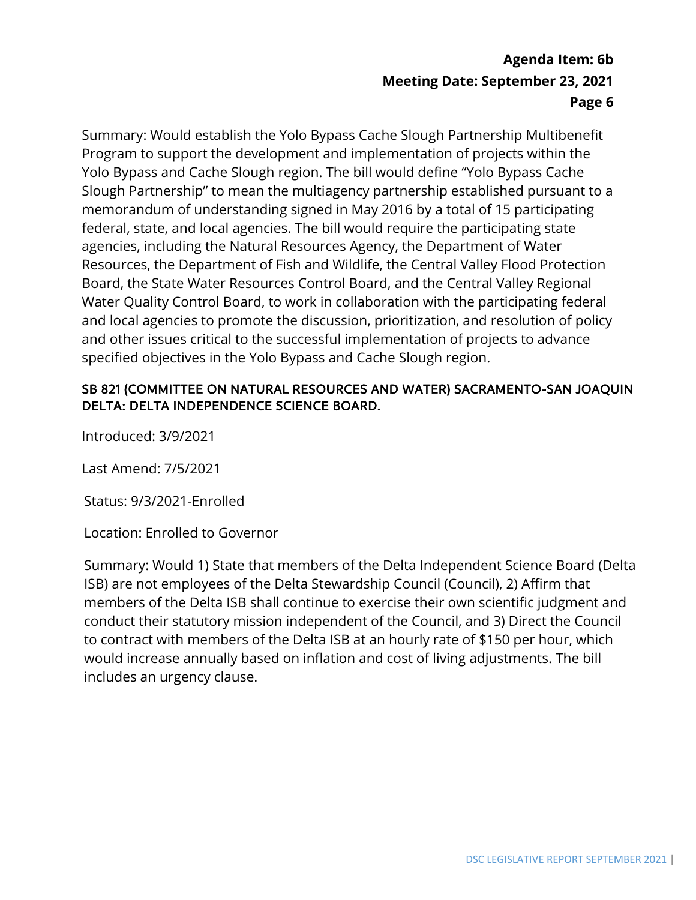Summary: Would establish the Yolo Bypass Cache Slough Partnership Multibenefit Program to support the development and implementation of projects within the Yolo Bypass and Cache Slough region. The bill would define "Yolo Bypass Cache Slough Partnership" to mean the multiagency partnership established pursuant to a memorandum of understanding signed in May 2016 by a total of 15 participating federal, state, and local agencies. The bill would require the participating state agencies, including the Natural Resources Agency, the Department of Water Resources, the Department of Fish and Wildlife, the Central Valley Flood Protection Board, the State Water Resources Control Board, and the Central Valley Regional Water Quality Control Board, to work in collaboration with the participating federal and local agencies to promote the discussion, prioritization, and resolution of policy and other issues critical to the successful implementation of projects to advance specified objectives in the Yolo Bypass and Cache Slough region.

### SB 821 (COMMITTEE ON NATURAL RESOURCES AND WATER) SACRAMENTO-SAN JOAQUIN DELTA: DELTA INDEPENDENCE SCIENCE BOARD.

Introduced: 3/9/2021

Last Amend: 7/5/2021

Status: 9/3/2021-Enrolled

Location: Enrolled to Governor

Summary: Would 1) State that members of the Delta Independent Science Board (Delta ISB) are not employees of the Delta Stewardship Council (Council), 2) Affirm that members of the Delta ISB shall continue to exercise their own scientific judgment and conduct their statutory mission independent of the Council, and 3) Direct the Council to contract with members of the Delta ISB at an hourly rate of $150 per hour, which would increase annually based on inflation and cost of living adjustments. The bill includes an urgency clause.